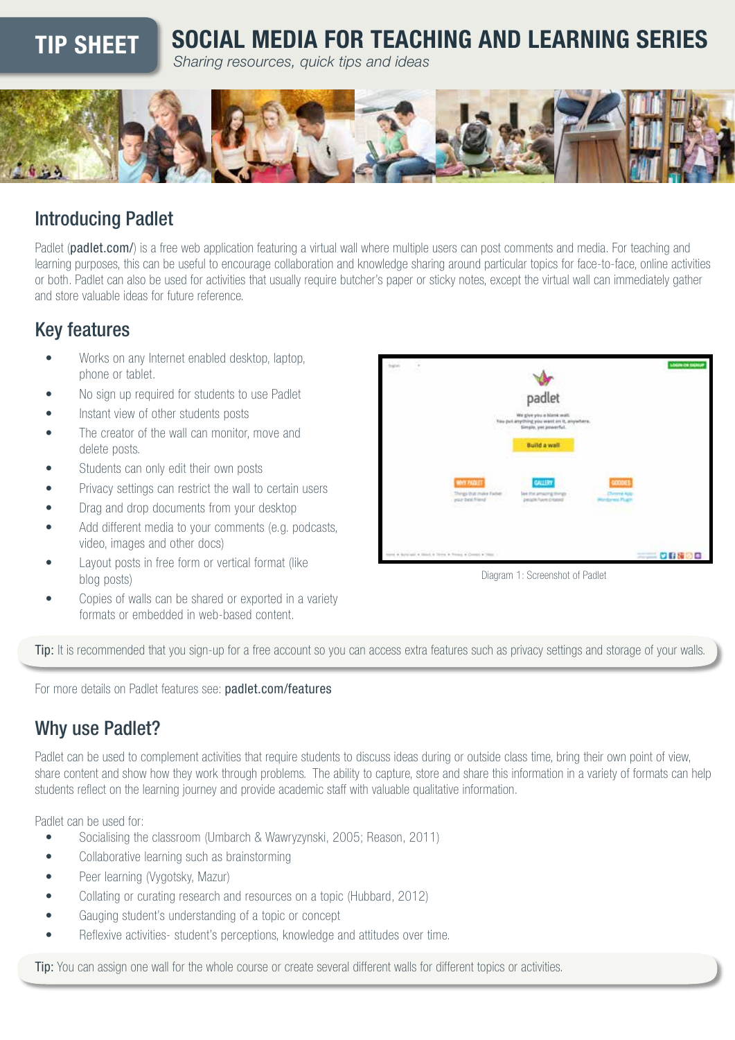TIP SHEET

# SOCIAL MEDIA FOR TEACHING AND LEARNING SERIES

*Sharing resources, quick tips and ideas*

## Introducing Padlet

Padlet (**padlet.com/**) is a free web application featuring a virtual wall where multiple users can post comments and media. For teaching and learning purposes, this can be useful to encourage collaboration and knowledge sharing around particular topics for face-to-face, online activities or both. Padlet can also be used for activities that usually require butcher's paper or sticky notes, except the virtual wall can immediately gather and store valuable ideas for future reference.

## Key features

- Works on any Internet enabled desktop, laptop, phone or tablet.
- No sign up required for students to use Padlet
- Instant view of other students posts
- The creator of the wall can monitor, move and delete posts.
- Students can only edit their own posts
- Privacy settings can restrict the wall to certain users
- Drag and drop documents from your desktop
- Add different media to your comments (e.g. podcasts, video, images and other docs)
- Layout posts in free form or vertical format (like blog posts)
- Copies of walls can be shared or exported in a variety formats or embedded in web-based content.

Diagram 1: Screenshot of Padlet

**Tip:** It is recommended that you sign-up for a free account so you can access extra features such as privacy settings and storage of your walls.

For more details on Padlet features see: **padlet.com/features**

## Why use Padlet?

Padlet can be used to complement activities that require students to discuss ideas during or outside class time, bring their own point of view, share content and show how they work through problems. The ability to capture, store and share this information in a variety of formats can help students reflect on the learning journey and provide academic staff with valuable qualitative information.

Padlet can be used for:

- Socialising the classroom (Umbarch & Wawryzynski, 2005; Reason, 2011)
- Collaborative learning such as brainstorming
- Peer learning (Vygotsky, Mazur)
- Collating or curating research and resources on a topic (Hubbard, 2012)
- Gauging student's understanding of a topic or concept
- Reflexive activities- student's perceptions, knowledge and attitudes over time.

**Tip:** You can assign one wall for the whole course or create several different walls for different topics or activities.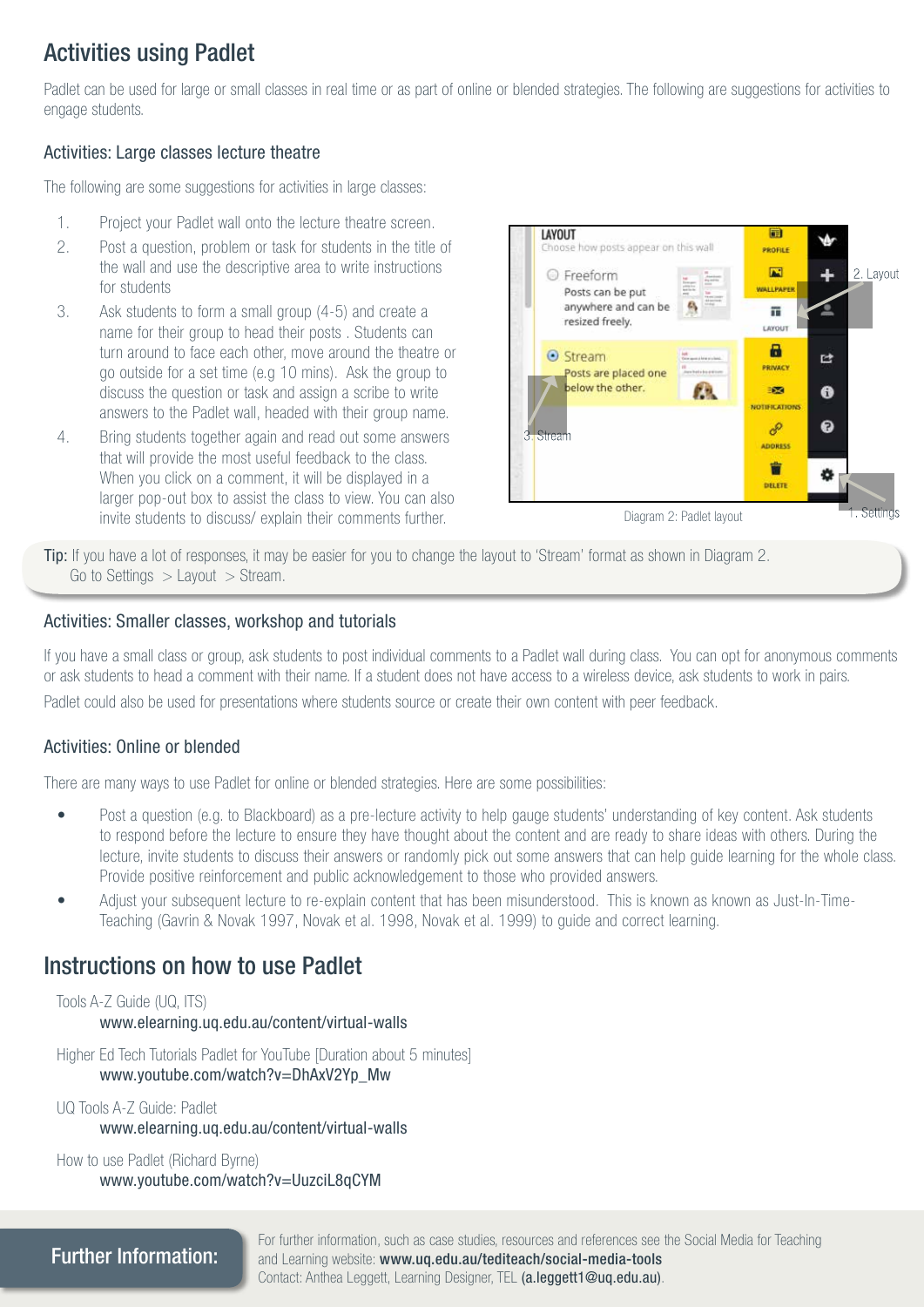# Activities using Padlet

Padlet can be used for large or small classes in real time or as part of online or blended strategies. The following are suggestions for activities to engage students.

## Activities: Large classes lecture theatre

The following are some suggestions for activities in large classes:

1. Project your Padlet wall onto the lecture theatre screen.
2. Post a question, problem or task for students in the title of the wall and use the descriptive area to write instructions for students
3. Ask students to form a small group (4-5) and create a name for their group to head their posts . Students can turn around to face each other, move around the theatre or go outside for a set time (e.g 10 mins). Ask the group to discuss the question or task and assign a scribe to write answers to the Padlet wall, headed with their group name.
4. Bring students together again and read out some answers that will provide the most useful feedback to the class. When you click on a comment, it will be displayed in a larger pop-out box to assist the class to view. You can also invite students to discuss/ explain their comments further.

LAYOUT
Choose how posts appear on this wall
Freeform
Posts can be put anywhere and can be resized freely.
Stream
Posts are placed one below the other.
PROFILE
WALLPAPER
LAYOUT
PRIVACY
NOTIFICATIONS
ADDRESS
DELETE
2. Layout
3. Stream
1. Settings

Diagram 2: Padlet layout

**Tip:** If you have a lot of responses, it may be easier for you to change the layout to 'Stream' format as shown in Diagram 2. Go to Settings > Layout > Stream.

## Activities: Smaller classes, workshop and tutorials

If you have a small class or group, ask students to post individual comments to a Padlet wall during class. You can opt for anonymous comments or ask students to head a comment with their name. If a student does not have access to a wireless device, ask students to work in pairs.

Padlet could also be used for presentations where students source or create their own content with peer feedback.

## Activities: Online or blended

There are many ways to use Padlet for online or blended strategies. Here are some possibilities:

- Post a question (e.g. to Blackboard) as a pre-lecture activity to help gauge students' understanding of key content. Ask students to respond before the lecture to ensure they have thought about the content and are ready to share ideas with others. During the lecture, invite students to discuss their answers or randomly pick out some answers that can help guide learning for the whole class. Provide positive reinforcement and public acknowledgement to those who provided answers.
- Adjust your subsequent lecture to re-explain content that has been misunderstood. This is known as known as Just-In-Time-Teaching (Gavrin & Novak 1997, Novak et al. 1998, Novak et al. 1999) to guide and correct learning.

# Instructions on how to use Padlet

Tools A-Z Guide (UQ, ITS)
www.elearning.uq.edu.au/content/virtual-walls

Higher Ed Tech Tutorials Padlet for YouTube [Duration about 5 minutes]
www.youtube.com/watch?v=DhAxV2Yp_Mw

UQ Tools A-Z Guide: Padlet
www.elearning.uq.edu.au/content/virtual-walls

How to use Padlet (Richard Byrne)
www.youtube.com/watch?v=UuzciL8qCYM

**Further Information:**

For further information, such as case studies, resources and references see the Social Media for Teaching and Learning website: **www.uq.edu.au/tediteach/social-media-tools**
Contact: Anthea Leggett, Learning Designer, TEL **(a.leggett1@uq.edu.au)**.